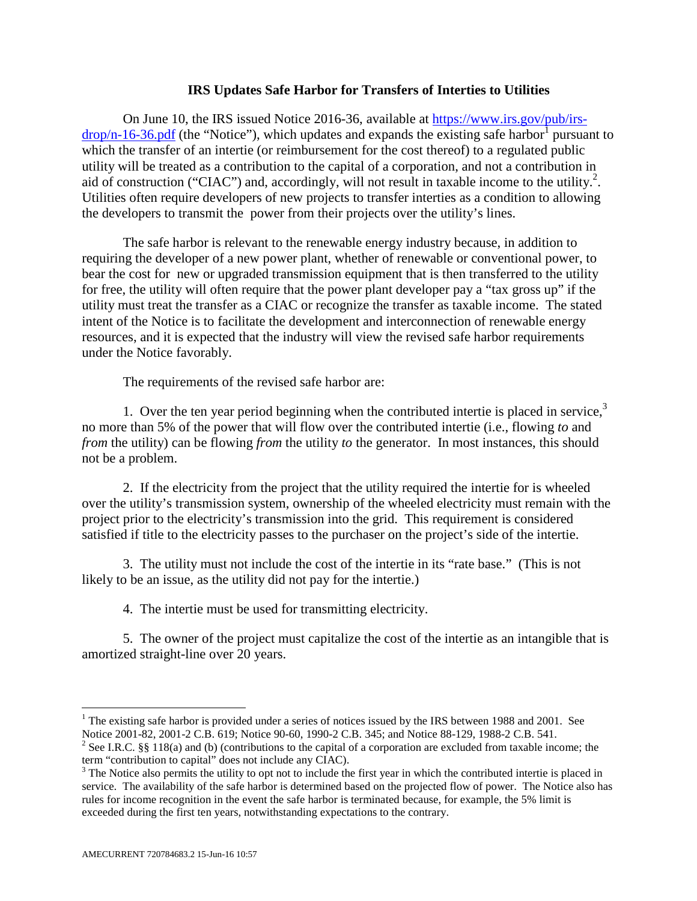# IRS Updates Safe Harbor for Transfers of Interties to Utilities

On June 10, the IRS issued Notice 2016-36, available at [https://www.irs.gov/pub/irs-drop/n-16-36.pdf](https://www.irs.gov/pub/irs-drop/n-16-36.pdf) (the "Notice"), which updates and expands the existing safe harbor[1] pursuant to which the transfer of an intertie (or reimbursement for the cost thereof) to a regulated public utility will be treated as a contribution to the capital of a corporation, and not a contribution in aid of construction ("CIAC") and, accordingly, will not result in taxable income to the utility.[2]. Utilities often require developers of new projects to transfer interties as a condition to allowing the developers to transmit the power from their projects over the utility's lines.

The safe harbor is relevant to the renewable energy industry because, in addition to requiring the developer of a new power plant, whether of renewable or conventional power, to bear the cost for new or upgraded transmission equipment that is then transferred to the utility for free, the utility will often require that the power plant developer pay a "tax gross up" if the utility must treat the transfer as a CIAC or recognize the transfer as taxable income. The stated intent of the Notice is to facilitate the development and interconnection of renewable energy resources, and it is expected that the industry will view the revised safe harbor requirements under the Notice favorably.

The requirements of the revised safe harbor are:

1. Over the ten year period beginning when the contributed intertie is placed in service,[3] no more than 5% of the power that will flow over the contributed intertie (i.e., flowing *to* and *from* the utility) can be flowing *from* the utility *to* the generator. In most instances, this should not be a problem.

2. If the electricity from the project that the utility required the intertie for is wheeled over the utility's transmission system, ownership of the wheeled electricity must remain with the project prior to the electricity's transmission into the grid. This requirement is considered satisfied if title to the electricity passes to the purchaser on the project's side of the intertie.

3. The utility must not include the cost of the intertie in its "rate base." (This is not likely to be an issue, as the utility did not pay for the intertie.)

4. The intertie must be used for transmitting electricity.

5. The owner of the project must capitalize the cost of the intertie as an intangible that is amortized straight-line over 20 years.

---

[1] The existing safe harbor is provided under a series of notices issued by the IRS between 1988 and 2001. See Notice 2001-82, 2001-2 C.B. 619; Notice 90-60, 1990-2 C.B. 345; and Notice 88-129, 1988-2 C.B. 541.

[2] See I.R.C. §§ 118(a) and (b) (contributions to the capital of a corporation are excluded from taxable income; the term "contribution to capital" does not include any CIAC).

[3] The Notice also permits the utility to opt not to include the first year in which the contributed intertie is placed in service. The availability of the safe harbor is determined based on the projected flow of power. The Notice also has rules for income recognition in the event the safe harbor is terminated because, for example, the 5% limit is exceeded during the first ten years, notwithstanding expectations to the contrary.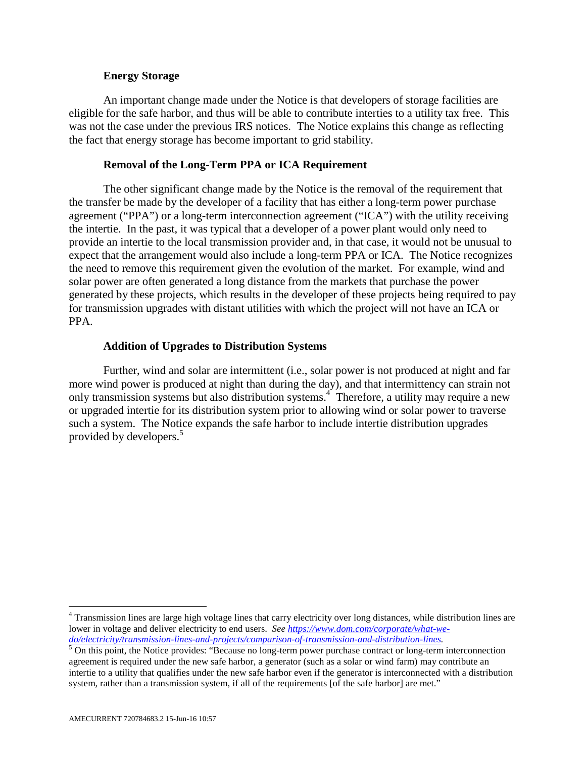### Energy Storage

An important change made under the Notice is that developers of storage facilities are eligible for the safe harbor, and thus will be able to contribute interties to a utility tax free. This was not the case under the previous IRS notices. The Notice explains this change as reflecting the fact that energy storage has become important to grid stability.

### Removal of the Long-Term PPA or ICA Requirement

The other significant change made by the Notice is the removal of the requirement that the transfer be made by the developer of a facility that has either a long-term power purchase agreement ("PPA") or a long-term interconnection agreement ("ICA") with the utility receiving the intertie. In the past, it was typical that a developer of a power plant would only need to provide an intertie to the local transmission provider and, in that case, it would not be unusual to expect that the arrangement would also include a long-term PPA or ICA. The Notice recognizes the need to remove this requirement given the evolution of the market. For example, wind and solar power are often generated a long distance from the markets that purchase the power generated by these projects, which results in the developer of these projects being required to pay for transmission upgrades with distant utilities with which the project will not have an ICA or PPA.

### Addition of Upgrades to Distribution Systems

Further, wind and solar are intermittent (i.e., solar power is not produced at night and far more wind power is produced at night than during the day), and that intermittency can strain not only transmission systems but also distribution systems.[4] Therefore, a utility may require a new or upgraded intertie for its distribution system prior to allowing wind or solar power to traverse such a system. The Notice expands the safe harbor to include intertie distribution upgrades provided by developers.[5]

---

[4] Transmission lines are large high voltage lines that carry electricity over long distances, while distribution lines are lower in voltage and deliver electricity to end users. *See* https://www.dom.com/corporate/what-we-do/electricity/transmission-lines-and-projects/comparison-of-transmission-and-distribution-lines.

[5] On this point, the Notice provides: "Because no long-term power purchase contract or long-term interconnection agreement is required under the new safe harbor, a generator (such as a solar or wind farm) may contribute an intertie to a utility that qualifies under the new safe harbor even if the generator is interconnected with a distribution system, rather than a transmission system, if all of the requirements [of the safe harbor] are met."